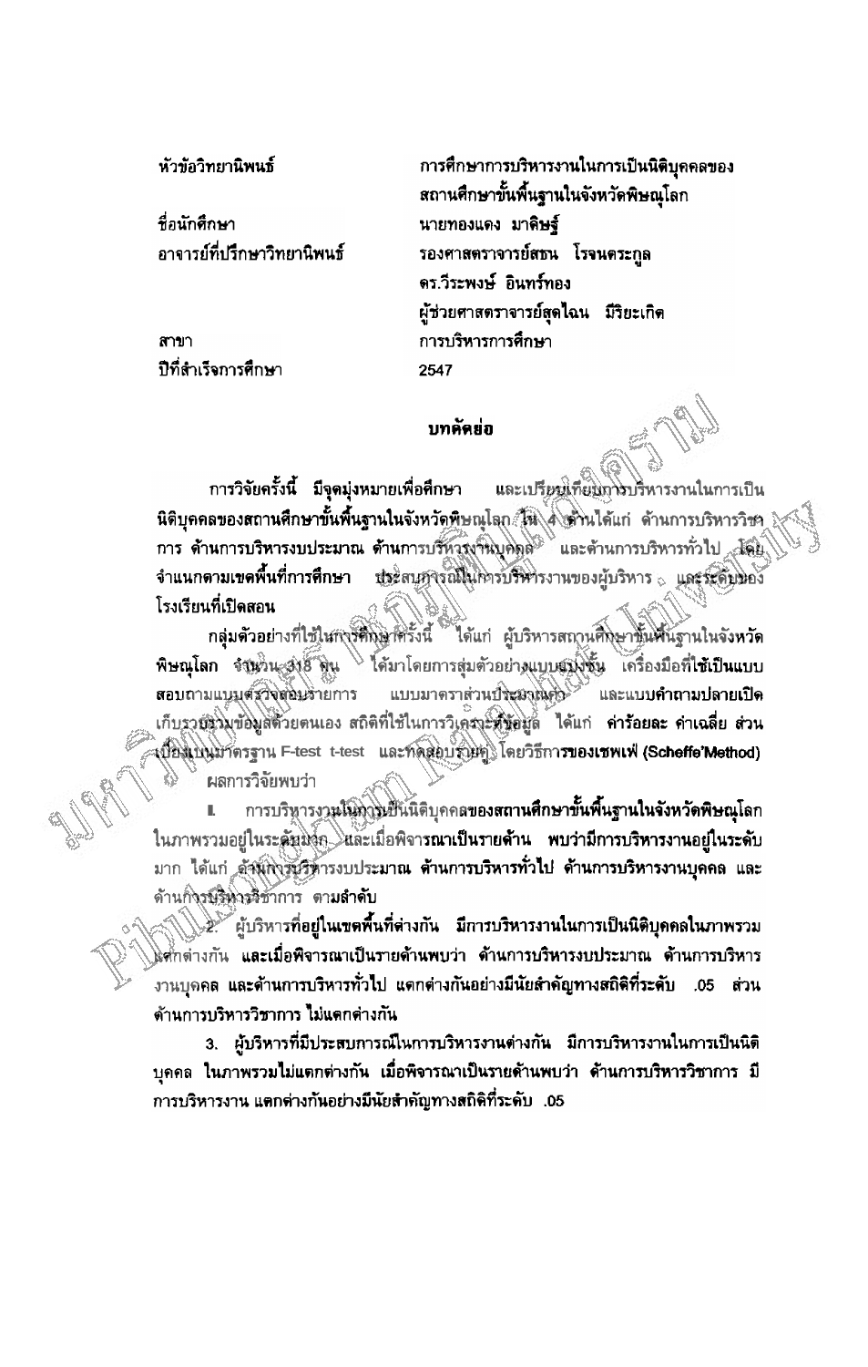| | |
|---|---|
| หัวข้อวิทยานิพนธ์ | การศึกษาการบริหารงานในการเป็นนิติบุคคลของสถานศึกษาขั้นพื้นฐานในจังหวัดพิษณุโลก |
| ชื่อนักศึกษา | นายทองแดง มาลิษรู้ |
| อาจารย์ที่ปรึกษาวิทยานิพนธ์ | รองศาสตราจารย์สธน โรจนตระกูล |
| | ดร.วีระพงษ์ อินทร์ทอง |
| | ผู้ช่วยศาสตราจารย์สุดใฉน มีริยะเกิด |
| สาขา | การบริหารการศึกษา |
| ปีที่สำเร็จการศึกษา | 2547 |

## บทคัดย่อ

การวิจัยครั้งนี้ มีจุดมุ่งหมายเพื่อศึกษา และเปรียบเทียบการบริหารงานในการเป็นนิติบุคคลของสถานศึกษาขั้นพื้นฐานในจังหวัดพิษณุโลก ใน 4 ด้านได้แก่ ด้านการบริหารวิชาการ ด้านการบริหารงบประมาณ ด้านการบริหารงานบุคคล และด้านการบริหารทั่วไป โดยจำแนกตามเขตพื้นที่การศึกษา ประสบการณ์ในการบริหารงานของผู้บริหาร และระดับของโรงเรียนที่เปิดสอน

กลุ่มตัวอย่างที่ใช้ในการศึกษาครั้งนี้ ได้แก่ ผู้บริหารสถานศึกษาขั้นพื้นฐานในจังหวัดพิษณุโลก จำนวน 318 คน ได้มาโดยการสุ่มตัวอย่างแบบแบ่งชั้น เครื่องมือที่ใช้เป็นแบบสอบถามแบบสำรวจสอบรายการ แบบมาตราส่วนประมาณค่า และแบบคำถามปลายเปิด เก็บรวบรวมข้อมูลด้วยตนเอง สถิติที่ใช้ในการวิเคราะห์ข้อมูล ได้แก่ ค่าร้อยละ ค่าเฉลี่ย ส่วนเบี่ยงเบนมาตรฐาน F-test t-test และทดสอบรายคู่ โดยวิธีการของเชฟเฟ่ (Scheffe'Method)

ผลการวิจัยพบว่า

1. การบริหารงานในการเป็นนิติบุคคลของสถานศึกษาขั้นพื้นฐานในจังหวัดพิษณุโลกในภาพรวมอยู่ในระดับมาก และเมื่อพิจารณาเป็นรายด้าน พบว่ามีการบริหารงานอยู่ในระดับมาก ได้แก่ ด้านการบริหารงบประมาณ ด้านการบริหารทั่วไป ด้านการบริหารงานบุคคล และด้านการบริหารวิชาการ ตามลำดับ

2. ผู้บริหารที่อยู่ในเขตพื้นที่ต่างกัน มีการบริหารงานในการเป็นนิติบุคคลในภาพรวมแตกต่างกัน และเมื่อพิจารณาเป็นรายด้านพบว่า ด้านการบริหารงบประมาณ ด้านการบริหารงานบุคคล และด้านการบริหารทั่วไป แตกต่างกันอย่างมีนัยสำคัญทางสถิติที่ระดับ .05 ส่วนด้านการบริหารวิชาการ ไม่แตกต่างกัน

3. ผู้บริหารที่มีประสบการณ์ในการบริหารงานต่างกัน มีการบริหารงานในการเป็นนิติบุคคล ในภาพรวมไม่แตกต่างกัน เมื่อพิจารณาเป็นรายด้านพบว่า ด้านการบริหารวิชาการ มีการบริหารงาน แตกต่างกันอย่างมีนัยสำคัญทางสถิติที่ระดับ .05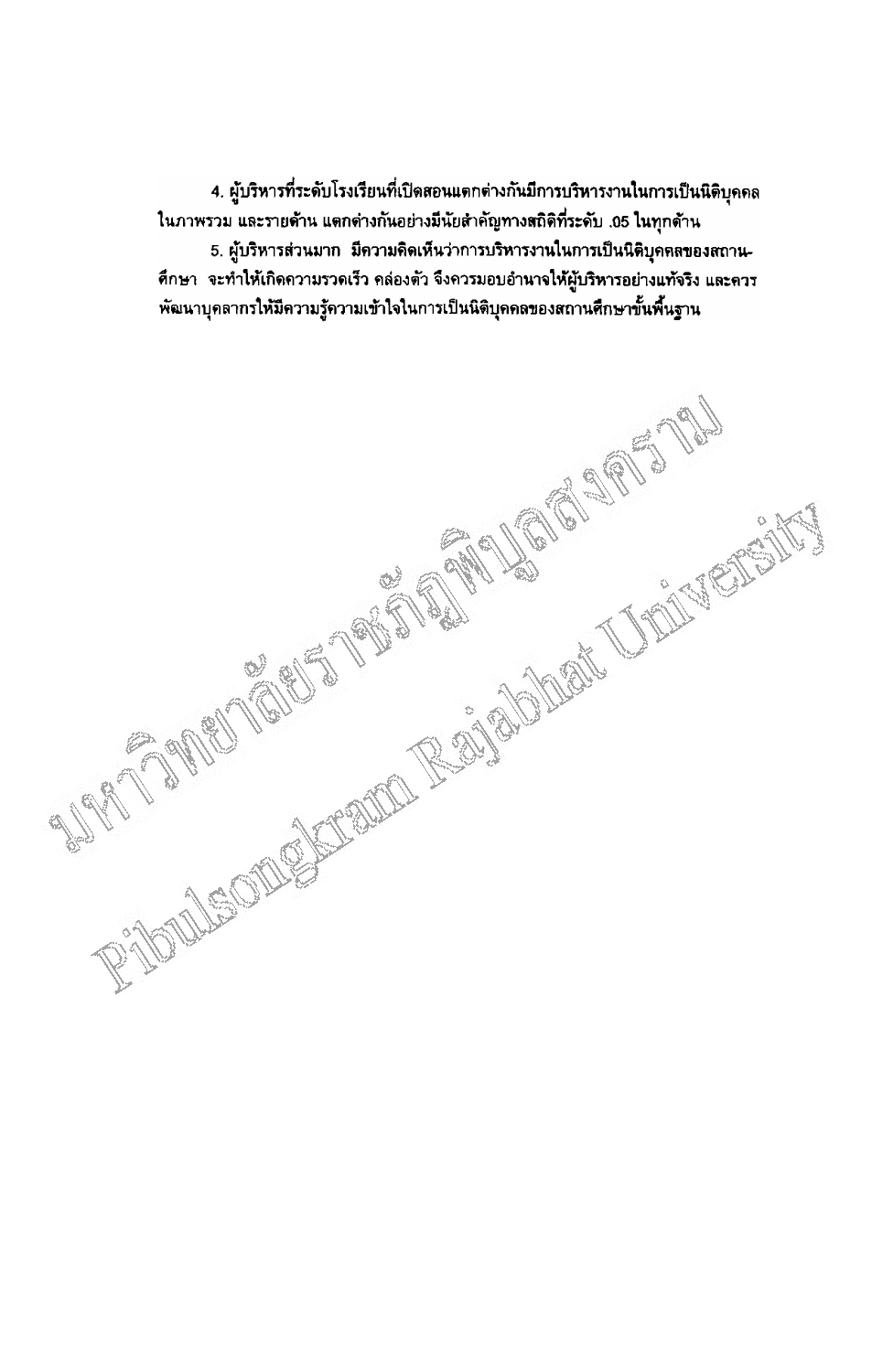4. ผู้บริหารที่ระดับโรงเรียนที่เปิดสอนแตกต่างกันมีการบริหารงานในการเป็นนิติบุคคล ในภาพรวม และรายด้าน แตกต่างกันอย่างมีนัยสำคัญทางสถิติที่ระดับ .05 ในทุกด้าน

5. ผู้บริหารส่วนมาก มีความคิดเห็นว่าการบริหารงานในการเป็นนิติบุคคลของสถานศึกษา จะทำให้เกิดความรวดเร็ว คล่องตัว จึงควรมอบอำนาจให้ผู้บริหารอย่างแท้จริง และควรพัฒนาบุคลากรให้มีความรู้ความเข้าใจในการเป็นนิติบุคคลของสถานศึกษาขั้นพื้นฐาน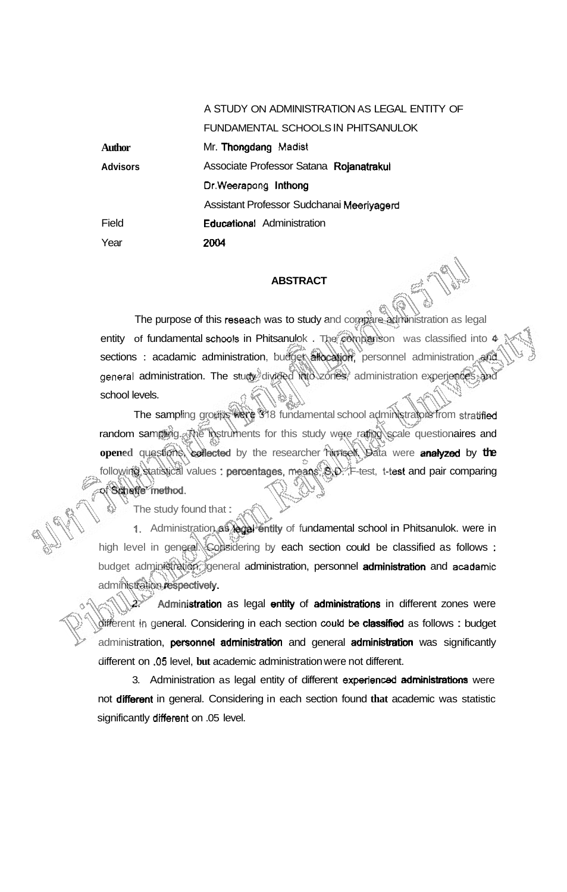A STUDY ON ADMINISTRATION AS LEGAL ENTITY OF FUNDAMENTAL SCHOOLS IN PHITSANULOK

| | |
|---|---|
| **Author** | Mr. Thongdang Madist |
| **Advisors** | Associate Professor Satana Rojanatrakul |
| | Dr.Weerapong Inthong |
| | Assistant Professor Sudchanai Meeriyagerd |
| Field | Educational Administration |
| Year | 2004 |

## ABSTRACT

The purpose of this reseach was to study and compare administration as legal entity of fundamental schools in Phitsanulok . The comparison was classified into 4 sections : acadamic administration, budget allocation, personnel administration and general administration. The study divided into zones, administration experiences and school levels.

The sampling groups were 318 fundamental school administrators from stratified random sampling. The instruments for this study were rating scale questionaires and opened questions, collected by the researcher himself. Data were analyzed by the following statistical values : percentages, means, S.D., F-test, t-test and pair comparing of Scheffe' method.

The study found that :

1. Administration as legal entity of fundamental school in Phitsanulok. were in high level in general. Considering by each section could be classified as follows : budget administration, general administration, personnel administration and acadamic administration respectively.

2. Administration as legal entity of administrations in different zones were different in general. Considering in each section could be classified as follows : budget administration, personnel administration and general administration was significantly different on .05 level, but academic administration were not different.

3. Administration as legal entity of different experienced administrations were not different in general. Considering in each section found that academic was statistic significantly different on .05 level.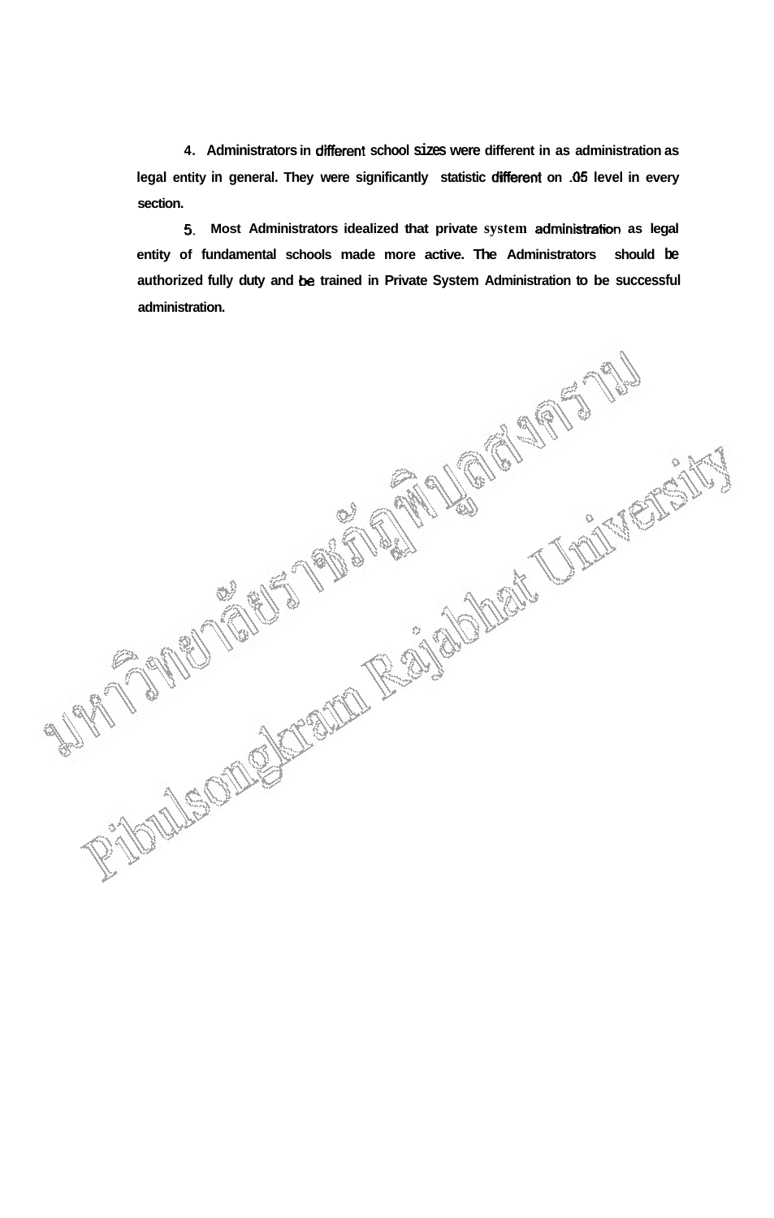**4. Administrators in different school sizes were different in as administration as legal entity in general. They were significantly statistic different on .05 level in every section.**

**5. Most Administrators idealized that private system administration as legal entity of fundamental schools made more active. The Administrators should be authorized fully duty and be trained in Private System Administration to be successful administration.**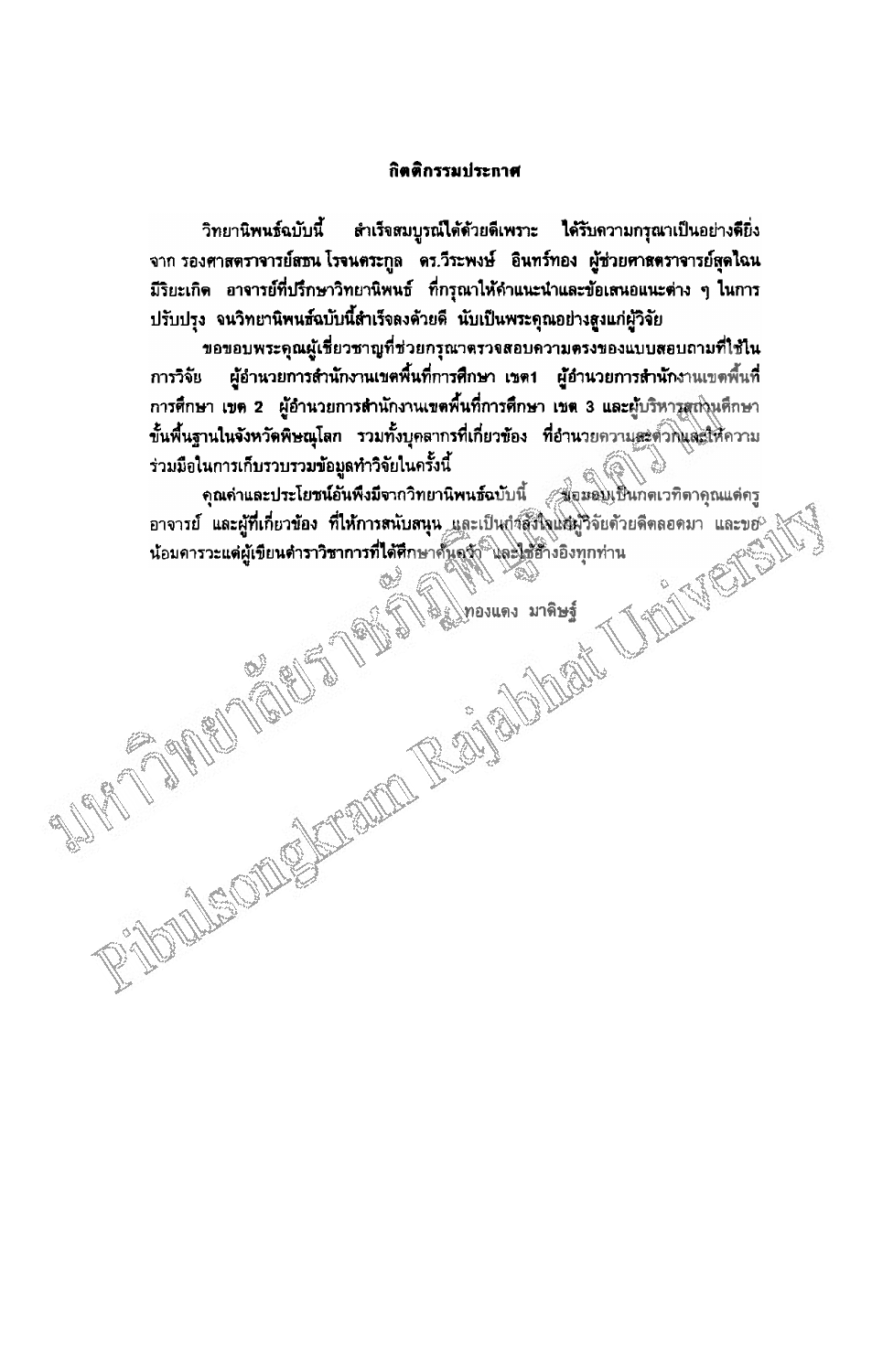# กิตติกรรมประกาศ

วิทยานิพนธ์ฉบับนี้ สำเร็จสมบูรณ์ได้ด้วยดีเพราะ ได้รับความกรุณาเป็นอย่างดียิ่งจาก รองศาสตราจารย์สชน โรจนตระกูล ดร.วีระพงษ์ อินทร์ทอง ผู้ช่วยศาสตราจารย์สุดไฉน มีริยะเกิด อาจารย์ที่ปรึกษาวิทยานิพนธ์ ที่กรุณาให้คำแนะนำและข้อเสนอแนะต่าง ๆ ในการปรับปรุง จนวิทยานิพนธ์ฉบับนี้สำเร็จลงด้วยดี นับเป็นพระคุณอย่างสูงแก่ผู้วิจัย

ขอขอบพระคุณผู้เชี่ยวชาญที่ช่วยกรุณาตรวจสอบความตรงของแบบสอบถามที่ใช้ในการวิจัย ผู้อำนวยการสำนักงานเขตพื้นที่การศึกษา เขต1 ผู้อำนวยการสำนักงานเขตพื้นที่การศึกษา เขต 2 ผู้อำนวยการสำนักงานเขตพื้นที่การศึกษา เขต 3 และผู้บริหารสถานศึกษาขั้นพื้นฐานในจังหวัดพิษณุโลก รวมทั้งบุคลากรที่เกี่ยวข้อง ที่อำนวยความสะดวกและให้ความร่วมมือในการเก็บรวบรวมข้อมูลทำวิจัยในครั้งนี้

คุณค่าและประโยชน์อันพึงมีจากวิทยานิพนธ์ฉบับนี้ ขอมอบเป็นกตเวทิตาคุณแด่ครูอาจารย์ และผู้ที่เกี่ยวข้อง ที่ให้การสนับสนุน และเป็นกำลังใจแก่ผู้วิจัยด้วยดีตลอดมา และขอน้อมคารวะแด่ผู้เขียนตำราวิชาการที่ได้ศึกษาค้นคว้า และใช้อ้างอิงทุกท่าน

ทองแดง มาดิษฐ์